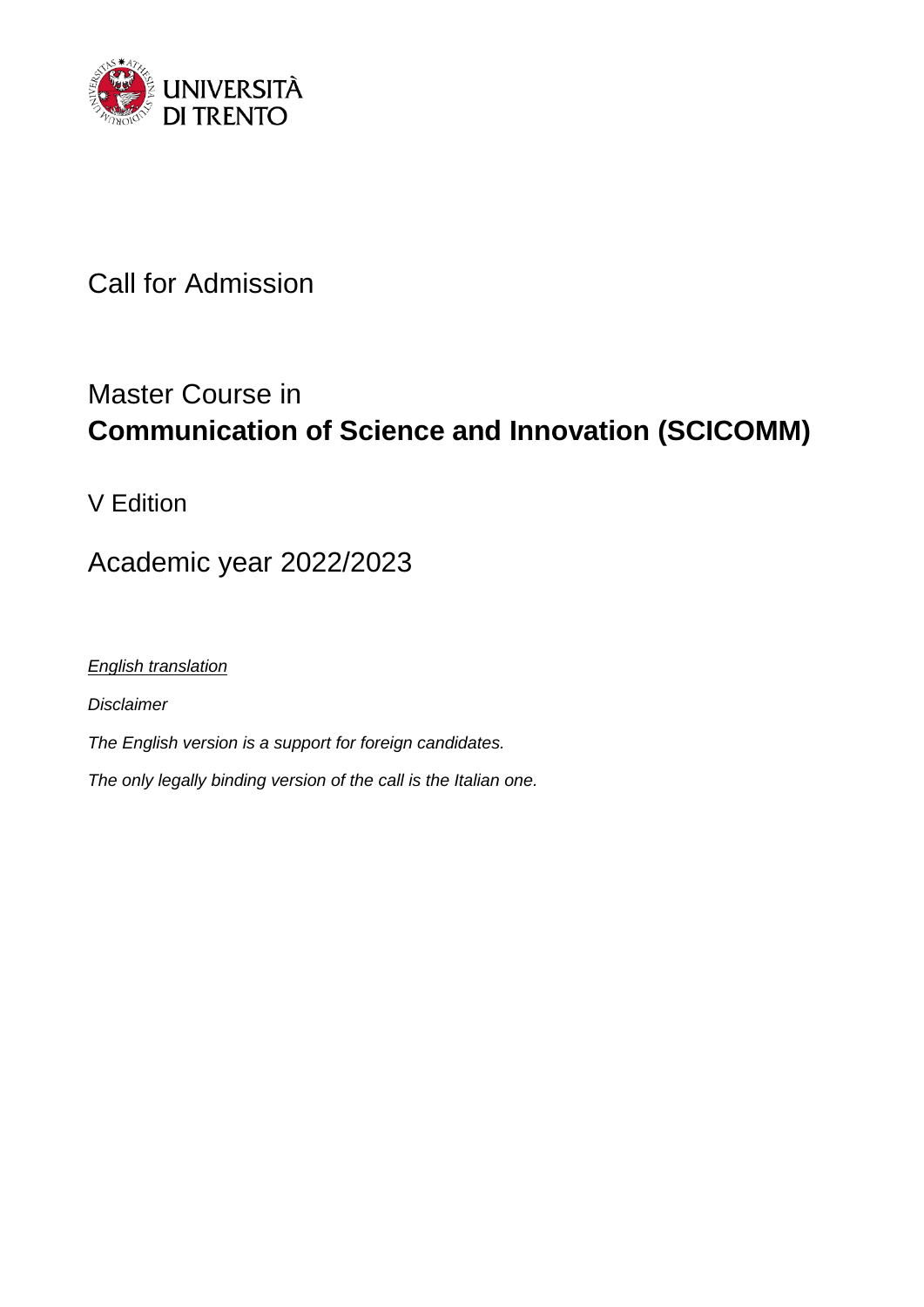UNIVERSITÀ DI TRENTO

# Call for Admission

## Master Course in **Communication of Science and Innovation (SCICOMM)**

V Edition

Academic year 2022/2023

*English translation*

*Disclaimer*

*The English version is a support for foreign candidates.*

*The only legally binding version of the call is the Italian one.*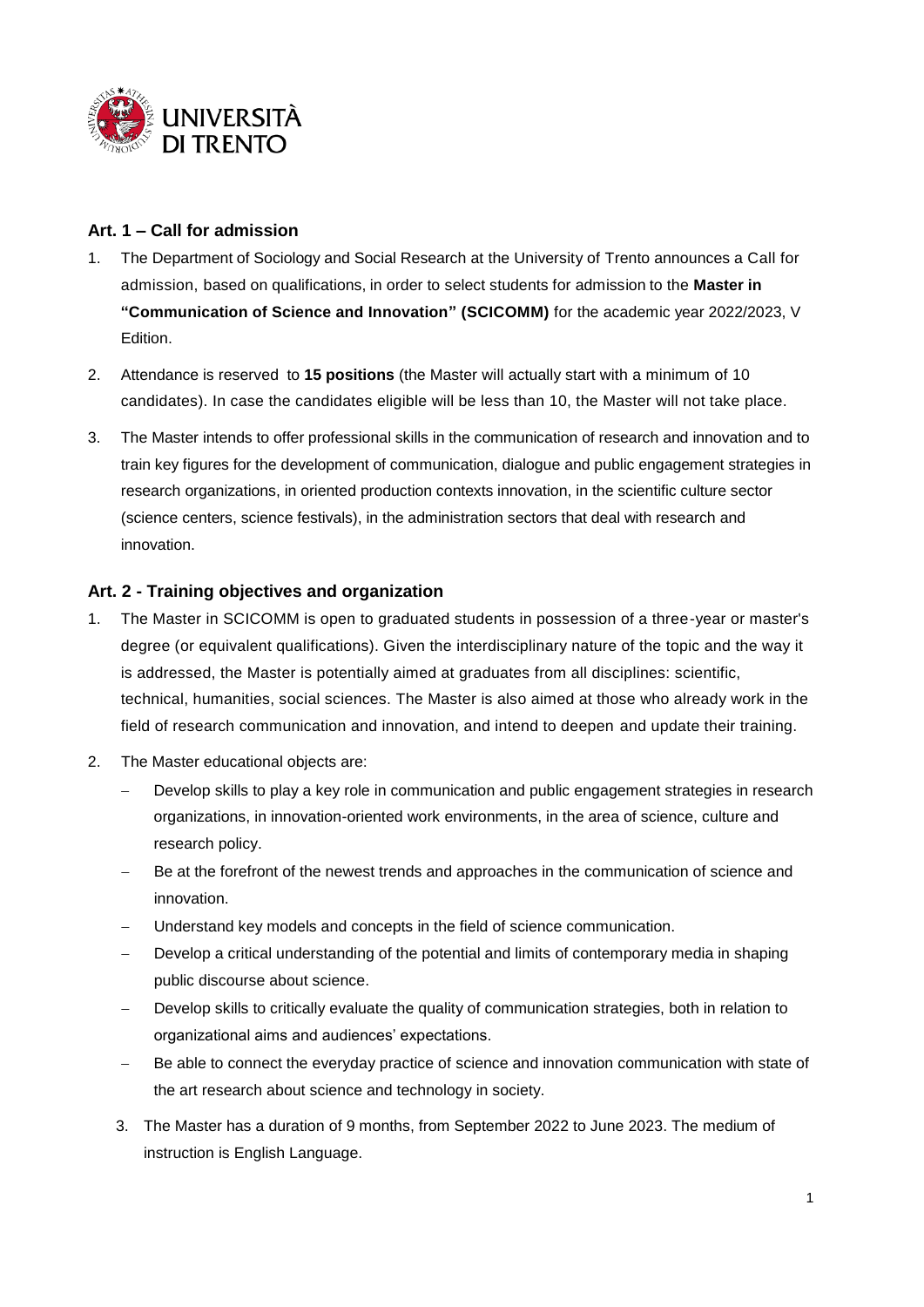## Art. 1 – Call for admission

1. The Department of Sociology and Social Research at the University of Trento announces a Call for admission, based on qualifications, in order to select students for admission to the **Master in "Communication of Science and Innovation" (SCICOMM)** for the academic year 2022/2023, V Edition.
2. Attendance is reserved to **15 positions** (the Master will actually start with a minimum of 10 candidates). In case the candidates eligible will be less than 10, the Master will not take place.
3. The Master intends to offer professional skills in the communication of research and innovation and to train key figures for the development of communication, dialogue and public engagement strategies in research organizations, in oriented production contexts innovation, in the scientific culture sector (science centers, science festivals), in the administration sectors that deal with research and innovation.

## Art. 2 - Training objectives and organization

1. The Master in SCICOMM is open to graduated students in possession of a three-year or master's degree (or equivalent qualifications). Given the interdisciplinary nature of the topic and the way it is addressed, the Master is potentially aimed at graduates from all disciplines: scientific, technical, humanities, social sciences. The Master is also aimed at those who already work in the field of research communication and innovation, and intend to deepen and update their training.
2. The Master educational objects are:
   - Develop skills to play a key role in communication and public engagement strategies in research organizations, in innovation-oriented work environments, in the area of science, culture and research policy.
   - Be at the forefront of the newest trends and approaches in the communication of science and innovation.
   - Understand key models and concepts in the field of science communication.
   - Develop a critical understanding of the potential and limits of contemporary media in shaping public discourse about science.
   - Develop skills to critically evaluate the quality of communication strategies, both in relation to organizational aims and audiences' expectations.
   - Be able to connect the everyday practice of science and innovation communication with state of the art research about science and technology in society.
3. The Master has a duration of 9 months, from September 2022 to June 2023. The medium of instruction is English Language.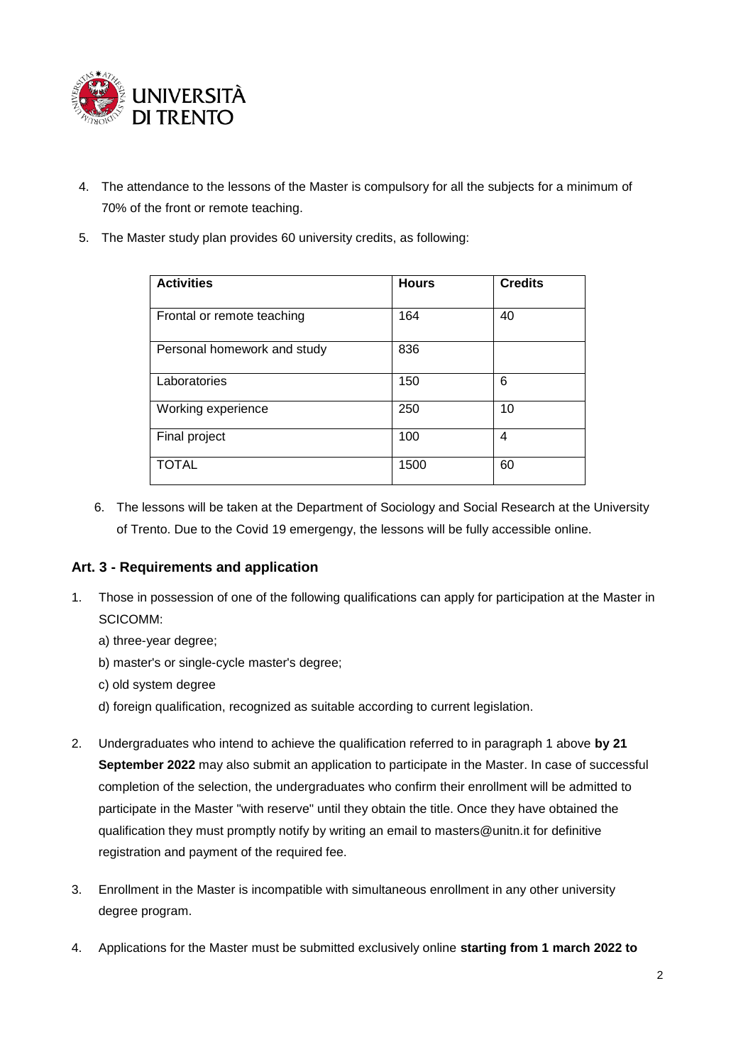4. The attendance to the lessons of the Master is compulsory for all the subjects for a minimum of 70% of the front or remote teaching.

5. The Master study plan provides 60 university credits, as following:

| Activities | Hours | Credits |
|---|---|---|
| Frontal or remote teaching | 164 | 40 |
| Personal homework and study | 836 | |
| Laboratories | 150 | 6 |
| Working experience | 250 | 10 |
| Final project | 100 | 4 |
| TOTAL | 1500 | 60 |

6. The lessons will be taken at the Department of Sociology and Social Research at the University of Trento. Due to the Covid 19 emergengy, the lessons will be fully accessible online.

## Art. 3 - Requirements and application

1. Those in possession of one of the following qualifications can apply for participation at the Master in SCICOMM:

   a) three-year degree;

   b) master's or single-cycle master's degree;

   c) old system degree

   d) foreign qualification, recognized as suitable according to current legislation.

2. Undergraduates who intend to achieve the qualification referred to in paragraph 1 above **by 21 September 2022** may also submit an application to participate in the Master. In case of successful completion of the selection, the undergraduates who confirm their enrollment will be admitted to participate in the Master "with reserve" until they obtain the title. Once they have obtained the qualification they must promptly notify by writing an email to masters@unitn.it for definitive registration and payment of the required fee.

3. Enrollment in the Master is incompatible with simultaneous enrollment in any other university degree program.

4. Applications for the Master must be submitted exclusively online **starting from 1 march 2022 to**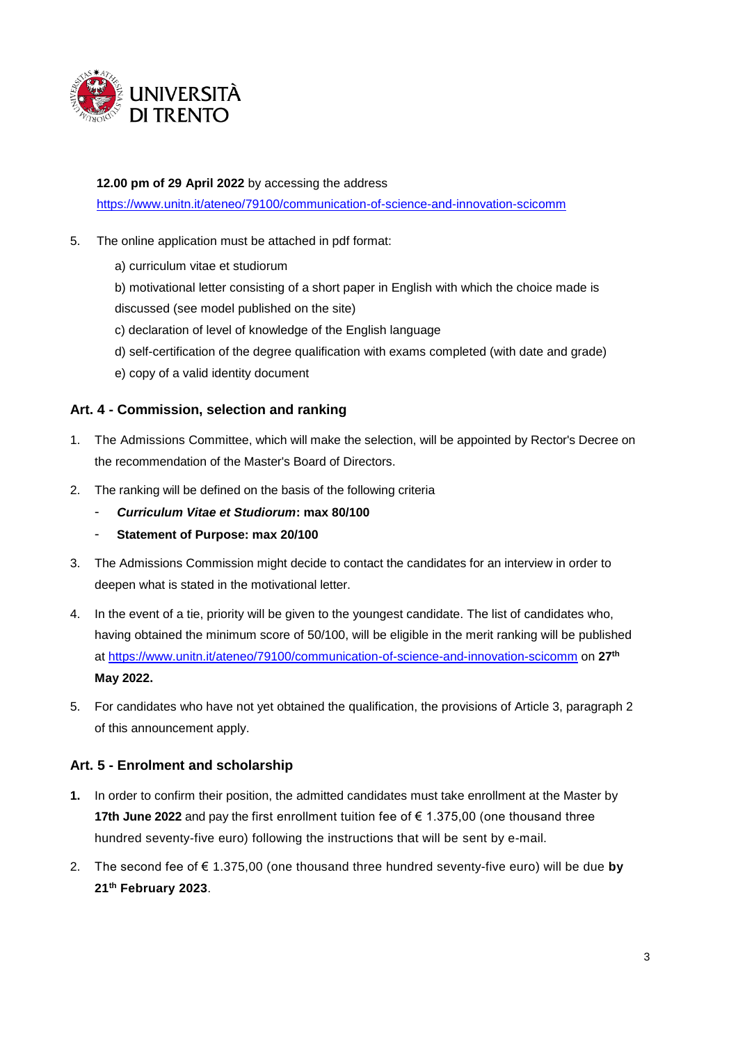**12.00 pm of 29 April 2022** by accessing the address https://www.unitn.it/ateneo/79100/communication-of-science-and-innovation-scicomm

5. The online application must be attached in pdf format:

   a) curriculum vitae et studiorum

   b) motivational letter consisting of a short paper in English with which the choice made is discussed (see model published on the site)

   c) declaration of level of knowledge of the English language

   d) self-certification of the degree qualification with exams completed (with date and grade)

   e) copy of a valid identity document

## Art. 4 - Commission, selection and ranking

1. The Admissions Committee, which will make the selection, will be appointed by Rector's Decree on the recommendation of the Master's Board of Directors.
2. The ranking will be defined on the basis of the following criteria
   - ***Curriculum Vitae et Studiorum*: max 80/100**
   - **Statement of Purpose: max 20/100**
3. The Admissions Commission might decide to contact the candidates for an interview in order to deepen what is stated in the motivational letter.
4. In the event of a tie, priority will be given to the youngest candidate. The list of candidates who, having obtained the minimum score of 50/100, will be eligible in the merit ranking will be published at https://www.unitn.it/ateneo/79100/communication-of-science-and-innovation-scicomm on **27th May 2022.**
5. For candidates who have not yet obtained the qualification, the provisions of Article 3, paragraph 2 of this announcement apply.

## Art. 5 - Enrolment and scholarship

1. In order to confirm their position, the admitted candidates must take enrollment at the Master by **17th June 2022** and pay the first enrollment tuition fee of € 1.375,00 (one thousand three hundred seventy-five euro) following the instructions that will be sent by e-mail.
2. The second fee of € 1.375,00 (one thousand three hundred seventy-five euro) will be due **by 21th February 2023**.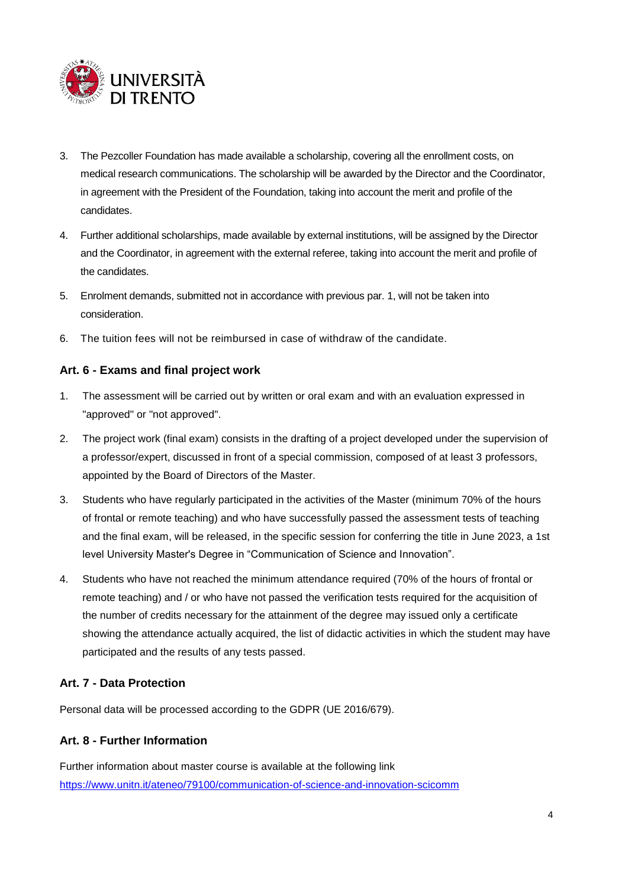3. The Pezcoller Foundation has made available a scholarship, covering all the enrollment costs, on medical research communications. The scholarship will be awarded by the Director and the Coordinator, in agreement with the President of the Foundation, taking into account the merit and profile of the candidates.
4. Further additional scholarships, made available by external institutions, will be assigned by the Director and the Coordinator, in agreement with the external referee, taking into account the merit and profile of the candidates.
5. Enrolment demands, submitted not in accordance with previous par. 1, will not be taken into consideration.
6. The tuition fees will not be reimbursed in case of withdraw of the candidate.

### Art. 6 - Exams and final project work

1. The assessment will be carried out by written or oral exam and with an evaluation expressed in "approved" or "not approved".
2. The project work (final exam) consists in the drafting of a project developed under the supervision of a professor/expert, discussed in front of a special commission, composed of at least 3 professors, appointed by the Board of Directors of the Master.
3. Students who have regularly participated in the activities of the Master (minimum 70% of the hours of frontal or remote teaching) and who have successfully passed the assessment tests of teaching and the final exam, will be released, in the specific session for conferring the title in June 2023, a 1st level University Master's Degree in "Communication of Science and Innovation".
4. Students who have not reached the minimum attendance required (70% of the hours of frontal or remote teaching) and / or who have not passed the verification tests required for the acquisition of the number of credits necessary for the attainment of the degree may issued only a certificate showing the attendance actually acquired, the list of didactic activities in which the student may have participated and the results of any tests passed.

### Art. 7 - Data Protection

Personal data will be processed according to the GDPR (UE 2016/679).

### Art. 8 - Further Information

Further information about master course is available at the following link
https://www.unitn.it/ateneo/79100/communication-of-science-and-innovation-scicomm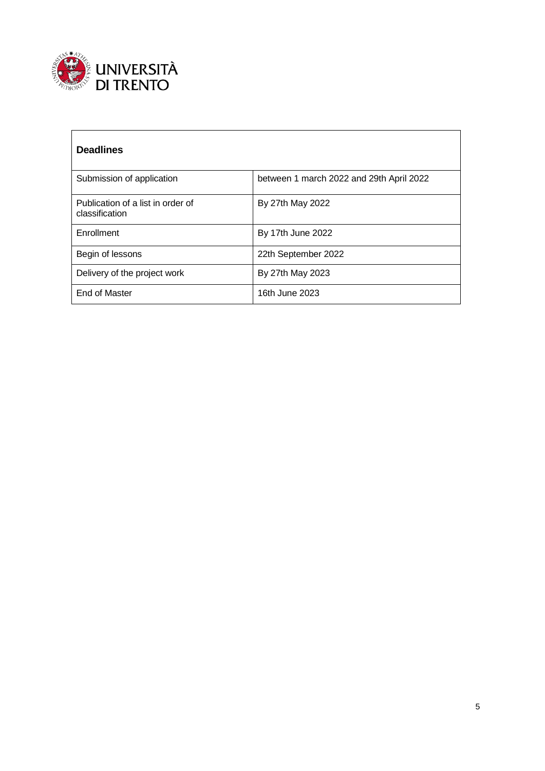| **Deadlines** | |
|---|---|
| Submission of application | between 1 march 2022 and 29th April 2022 |
| Publication of a list in order of classification | By 27th May 2022 |
| Enrollment | By 17th June 2022 |
| Begin of lessons | 22th September 2022 |
| Delivery of the project work | By 27th May 2023 |
| End of Master | 16th June 2023 |